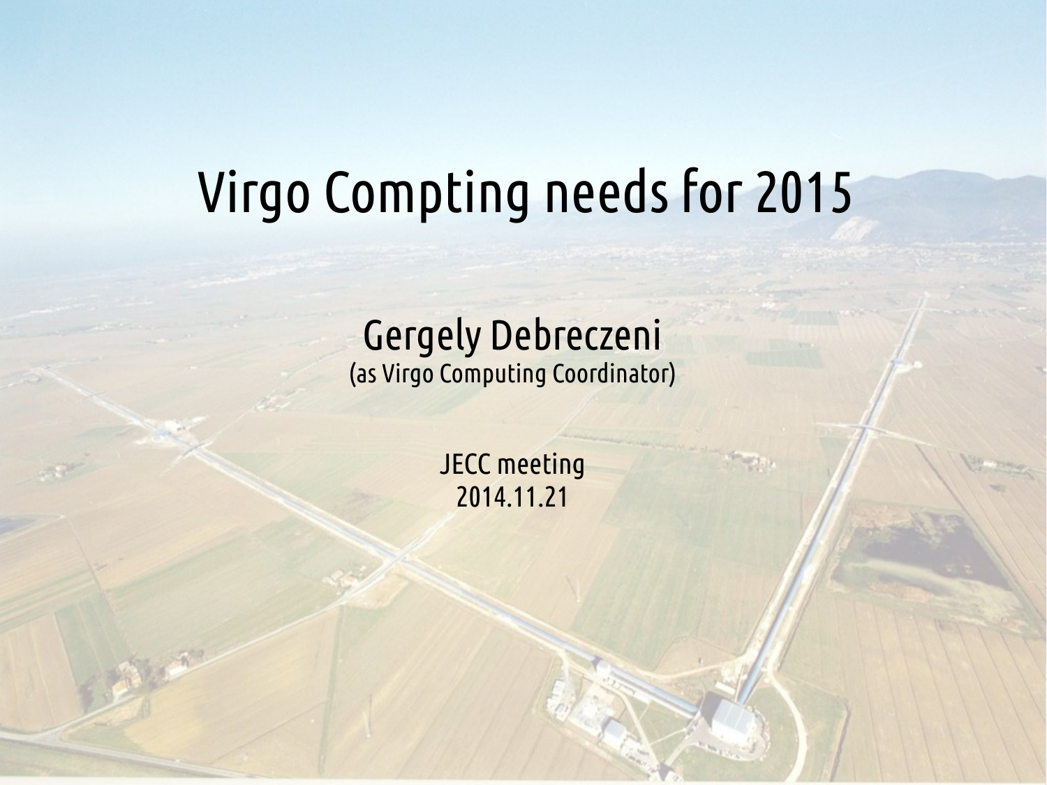# Virgo Compting needs for 2015

Gergely Debreczeni
(as Virgo Computing Coordinator)

JECC meeting
2014.11.21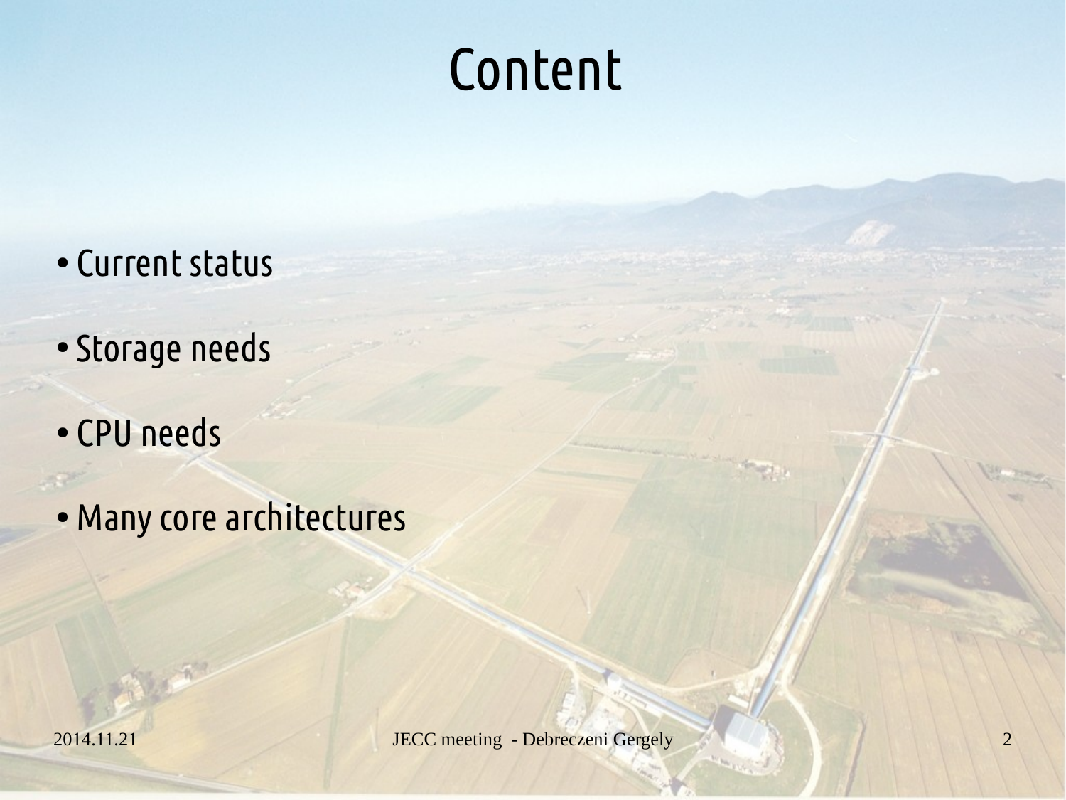# Content

- Current status
- Storage needs
- CPU needs
- Many core architectures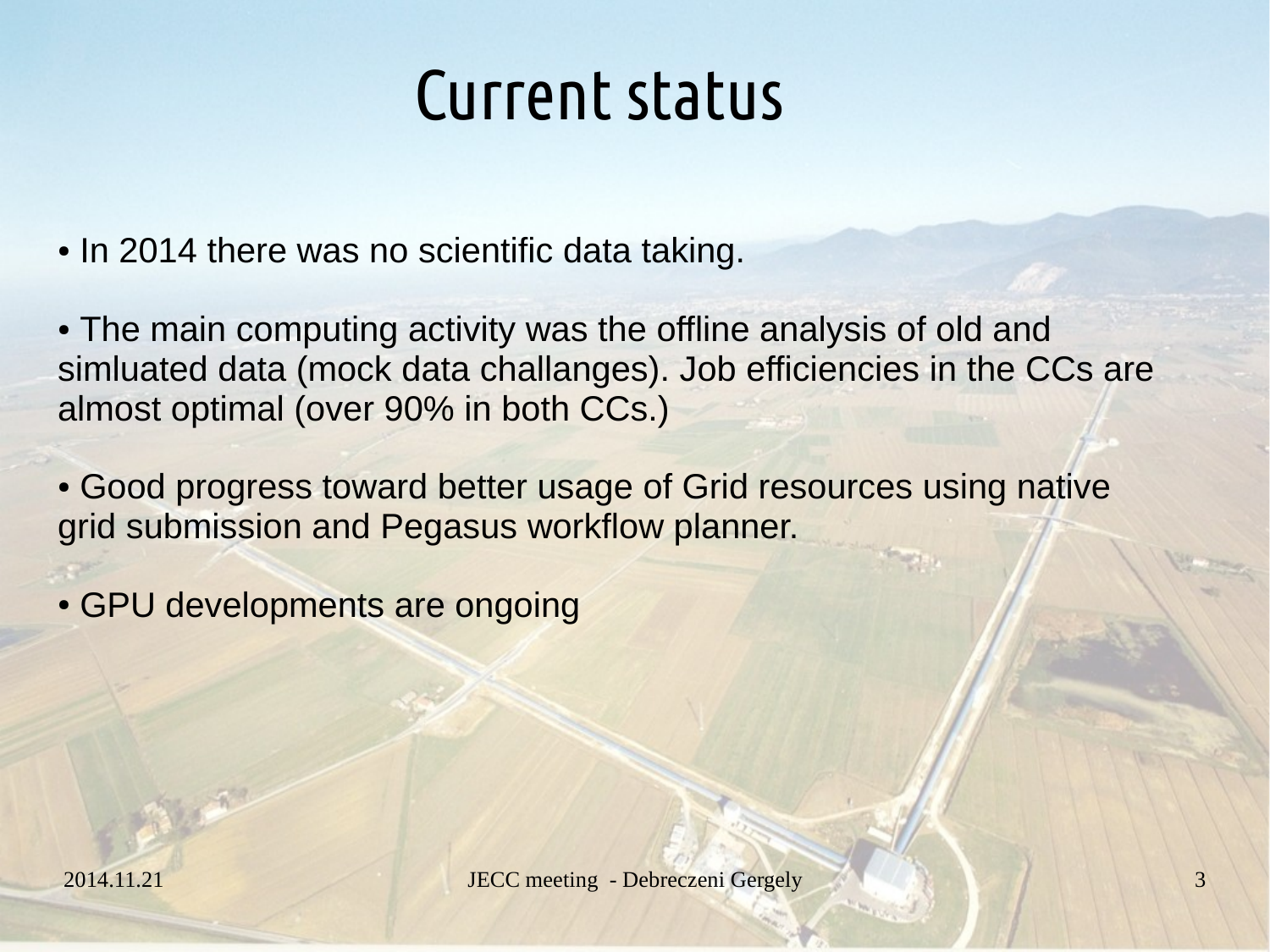# Current status

- In 2014 there was no scientific data taking.

- The main computing activity was the offline analysis of old and simluated data (mock data challanges). Job efficiencies in the CCs are almost optimal (over 90% in both CCs.)

- Good progress toward better usage of Grid resources using native grid submission and Pegasus workflow planner.

- GPU developments are ongoing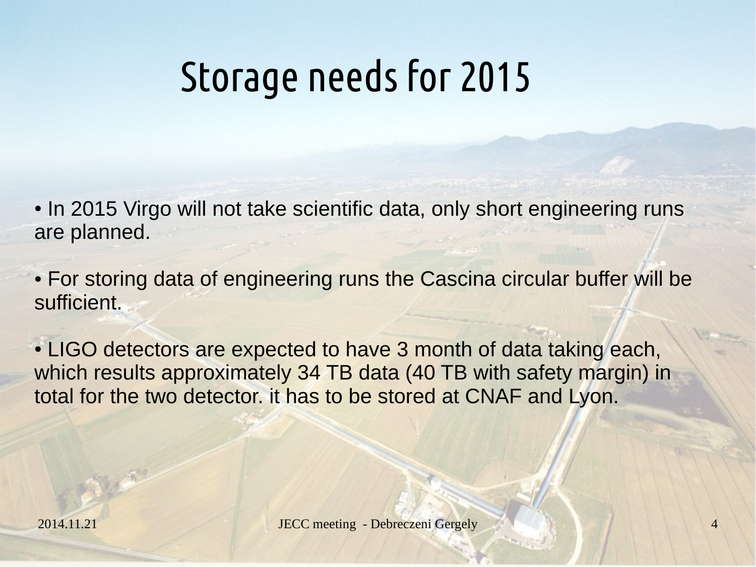# Storage needs for 2015

- In 2015 Virgo will not take scientific data, only short engineering runs are planned.

- For storing data of engineering runs the Cascina circular buffer will be sufficient.

- LIGO detectors are expected to have 3 month of data taking each, which results approximately 34 TB data (40 TB with safety margin) in total for the two detector. it has to be stored at CNAF and Lyon.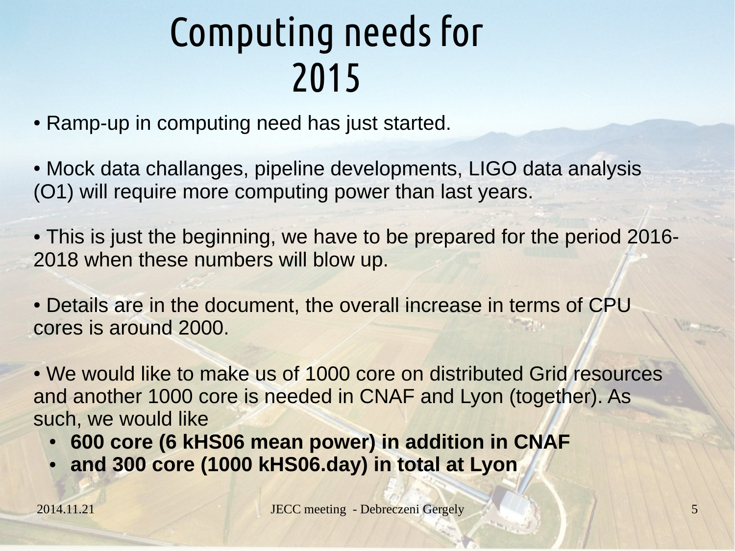# Computing needs for 2015

- Ramp-up in computing need has just started.

- Mock data challanges, pipeline developments, LIGO data analysis (O1) will require more computing power than last years.

- This is just the beginning, we have to be prepared for the period 2016-2018 when these numbers will blow up.

- Details are in the document, the overall increase in terms of CPU cores is around 2000.

- We would like to make us of 1000 core on distributed Grid resources and another 1000 core is needed in CNAF and Lyon (together). As such, we would like
  - **600 core (6 kHS06 mean power) in addition in CNAF**
  - **and 300 core (1000 kHS06.day) in total at Lyon**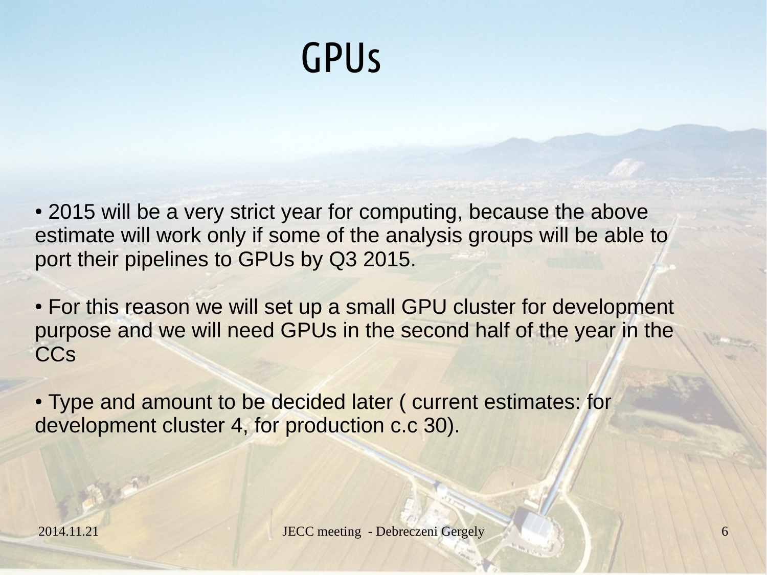# GPUs

- 2015 will be a very strict year for computing, because the above estimate will work only if some of the analysis groups will be able to port their pipelines to GPUs by Q3 2015.

- For this reason we will set up a small GPU cluster for development purpose and we will need GPUs in the second half of the year in the CCs

- Type and amount to be decided later ( current estimates: for development cluster 4, for production c.c 30).